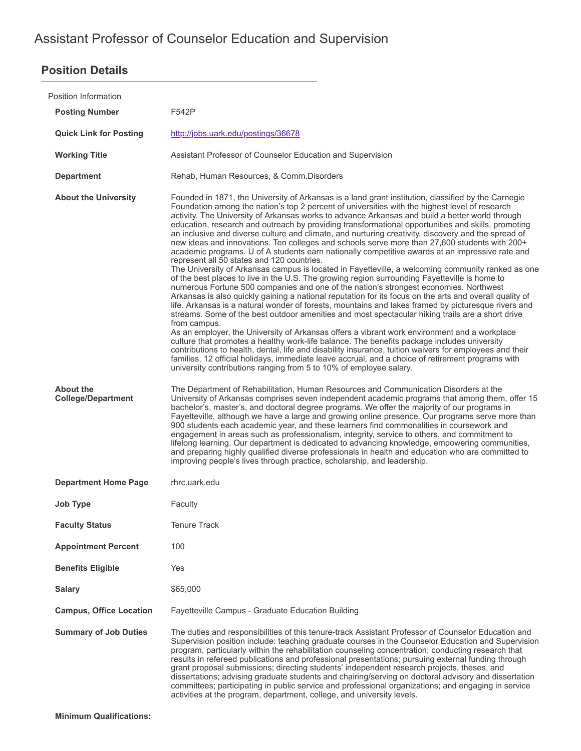# Assistant Professor of Counselor Education and Supervision

## Position Details

Position Information

| | |
|---|---|
| **Posting Number** | F542P |
| **Quick Link for Posting** | http://jobs.uark.edu/postings/36678 |
| **Working Title** | Assistant Professor of Counselor Education and Supervision |
| **Department** | Rehab, Human Resources, & Comm.Disorders |
| **About the University** | Founded in 1871, the University of Arkansas is a land grant institution, classified by the Carnegie Foundation among the nation's top 2 percent of universities with the highest level of research activity. The University of Arkansas works to advance Arkansas and build a better world through education, research and outreach by providing transformational opportunities and skills, promoting an inclusive and diverse culture and climate, and nurturing creativity, discovery and the spread of new ideas and innovations. Ten colleges and schools serve more than 27,600 students with 200+ academic programs. U of A students earn nationally competitive awards at an impressive rate and represent all 50 states and 120 countries.<br>The University of Arkansas campus is located in Fayetteville, a welcoming community ranked as one of the best places to live in the U.S. The growing region surrounding Fayetteville is home to numerous Fortune 500 companies and one of the nation's strongest economies. Northwest Arkansas is also quickly gaining a national reputation for its focus on the arts and overall quality of life. Arkansas is a natural wonder of forests, mountains and lakes framed by picturesque rivers and streams. Some of the best outdoor amenities and most spectacular hiking trails are a short drive from campus.<br>As an employer, the University of Arkansas offers a vibrant work environment and a workplace culture that promotes a healthy work-life balance. The benefits package includes university contributions to health, dental, life and disability insurance, tuition waivers for employees and their families, 12 official holidays, immediate leave accrual, and a choice of retirement programs with university contributions ranging from 5 to 10% of employee salary. |
| **About the College/Department** | The Department of Rehabilitation, Human Resources and Communication Disorders at the University of Arkansas comprises seven independent academic programs that among them, offer 15 bachelor's, master's, and doctoral degree programs. We offer the majority of our programs in Fayetteville, although we have a large and growing online presence. Our programs serve more than 900 students each academic year, and these learners find commonalities in coursework and engagement in areas such as professionalism, integrity, service to others, and commitment to lifelong learning. Our department is dedicated to advancing knowledge, empowering communities, and preparing highly qualified diverse professionals in health and education who are committed to improving people's lives through practice, scholarship, and leadership. |
| **Department Home Page** | rhrc.uark.edu |
| **Job Type** | Faculty |
| **Faculty Status** | Tenure Track |
| **Appointment Percent** | 100 |
| **Benefits Eligible** | Yes |
| **Salary** | $65,000 |
| **Campus, Office Location** | Fayetteville Campus - Graduate Education Building |
| **Summary of Job Duties** | The duties and responsibilities of this tenure-track Assistant Professor of Counselor Education and Supervision position include: teaching graduate courses in the Counselor Education and Supervision program, particularly within the rehabilitation counseling concentration; conducting research that results in refereed publications and professional presentations; pursuing external funding through grant proposal submissions; directing students' independent research projects, theses, and dissertations; advising graduate students and chairing/serving on doctoral advisory and dissertation committees; participating in public service and professional organizations; and engaging in service activities at the program, department, college, and university levels. |

**Minimum Qualifications:**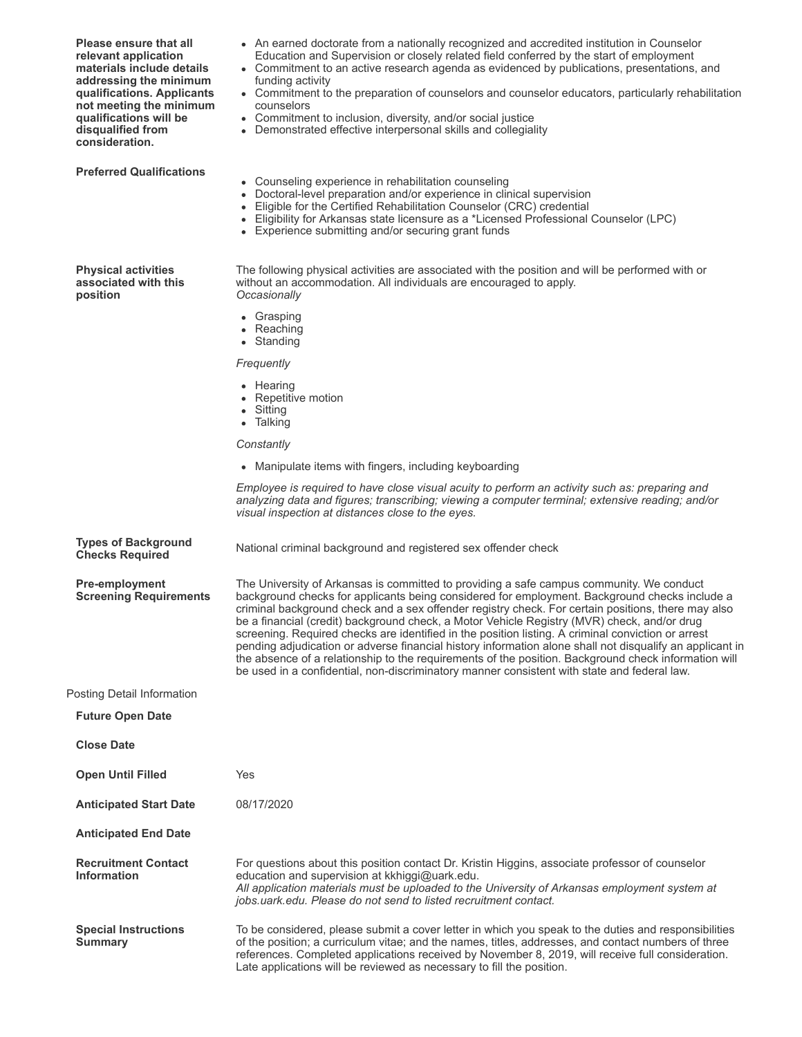**Please ensure that all relevant application materials include details addressing the minimum qualifications. Applicants not meeting the minimum qualifications will be disqualified from consideration.**

- An earned doctorate from a nationally recognized and accredited institution in Counselor Education and Supervision or closely related field conferred by the start of employment
- Commitment to an active research agenda as evidenced by publications, presentations, and funding activity
- Commitment to the preparation of counselors and counselor educators, particularly rehabilitation counselors
- Commitment to inclusion, diversity, and/or social justice
- Demonstrated effective interpersonal skills and collegiality

**Preferred Qualifications**

- Counseling experience in rehabilitation counseling
- Doctoral-level preparation and/or experience in clinical supervision
- Eligible for the Certified Rehabilitation Counselor (CRC) credential
- Eligibility for Arkansas state licensure as a *Licensed Professional Counselor (LPC)
- Experience submitting and/or securing grant funds

**Physical activities associated with this position**

The following physical activities are associated with the position and will be performed with or without an accommodation. All individuals are encouraged to apply.

*Occasionally*

- Grasping
- Reaching
- Standing

*Frequently*

- Hearing
- Repetitive motion
- Sitting
- Talking

*Constantly*

- Manipulate items with fingers, including keyboarding

*Employee is required to have close visual acuity to perform an activity such as: preparing and analyzing data and figures; transcribing; viewing a computer terminal; extensive reading; and/or visual inspection at distances close to the eyes.*

**Types of Background Checks Required**

National criminal background and registered sex offender check

**Pre-employment Screening Requirements**

The University of Arkansas is committed to providing a safe campus community. We conduct background checks for applicants being considered for employment. Background checks include a criminal background check and a sex offender registry check. For certain positions, there may also be a financial (credit) background check, a Motor Vehicle Registry (MVR) check, and/or drug screening. Required checks are identified in the position listing. A criminal conviction or arrest pending adjudication or adverse financial history information alone shall not disqualify an applicant in the absence of a relationship to the requirements of the position. Background check information will be used in a confidential, non-discriminatory manner consistent with state and federal law.

## Posting Detail Information

**Future Open Date**

**Close Date**

**Open Until Filled**

Yes

**Anticipated Start Date**

08/17/2020

**Anticipated End Date**

**Recruitment Contact Information**

For questions about this position contact Dr. Kristin Higgins, associate professor of counselor education and supervision at kkhiggi@uark.edu.

*All application materials must be uploaded to the University of Arkansas employment system at jobs.uark.edu. Please do not send to listed recruitment contact.*

**Special Instructions Summary**

To be considered, please submit a cover letter in which you speak to the duties and responsibilities of the position; a curriculum vitae; and the names, titles, addresses, and contact numbers of three references. Completed applications received by November 8, 2019, will receive full consideration. Late applications will be reviewed as necessary to fill the position.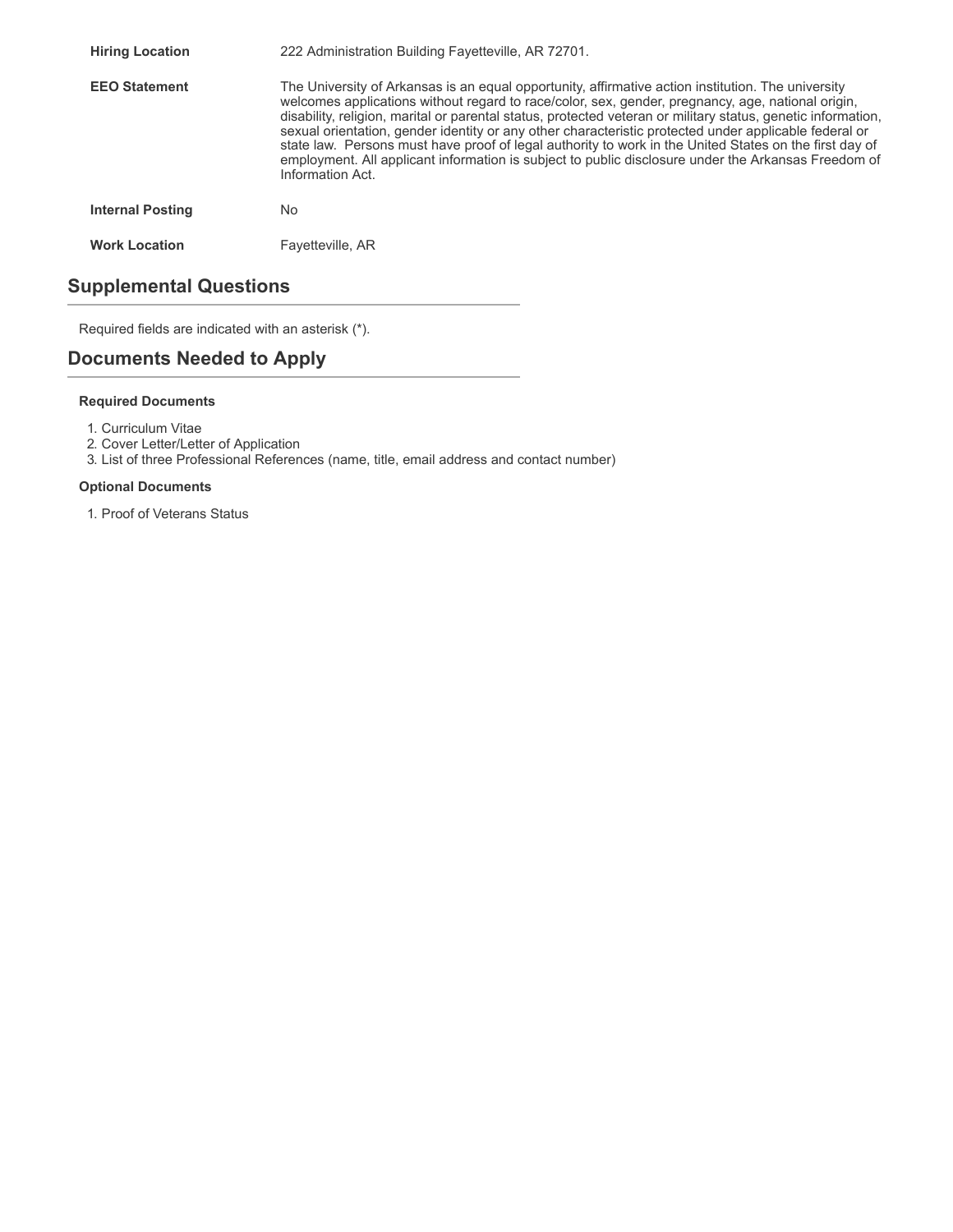**Hiring Location** 222 Administration Building Fayetteville, AR 72701.

**EEO Statement** The University of Arkansas is an equal opportunity, affirmative action institution. The university welcomes applications without regard to race/color, sex, gender, pregnancy, age, national origin, disability, religion, marital or parental status, protected veteran or military status, genetic information, sexual orientation, gender identity or any other characteristic protected under applicable federal or state law. Persons must have proof of legal authority to work in the United States on the first day of employment. All applicant information is subject to public disclosure under the Arkansas Freedom of Information Act.

**Internal Posting** No

**Work Location** Fayetteville, AR

## Supplemental Questions

Required fields are indicated with an asterisk (*).

## Documents Needed to Apply

**Required Documents**

1. Curriculum Vitae
2. Cover Letter/Letter of Application
3. List of three Professional References (name, title, email address and contact number)

**Optional Documents**

1. Proof of Veterans Status